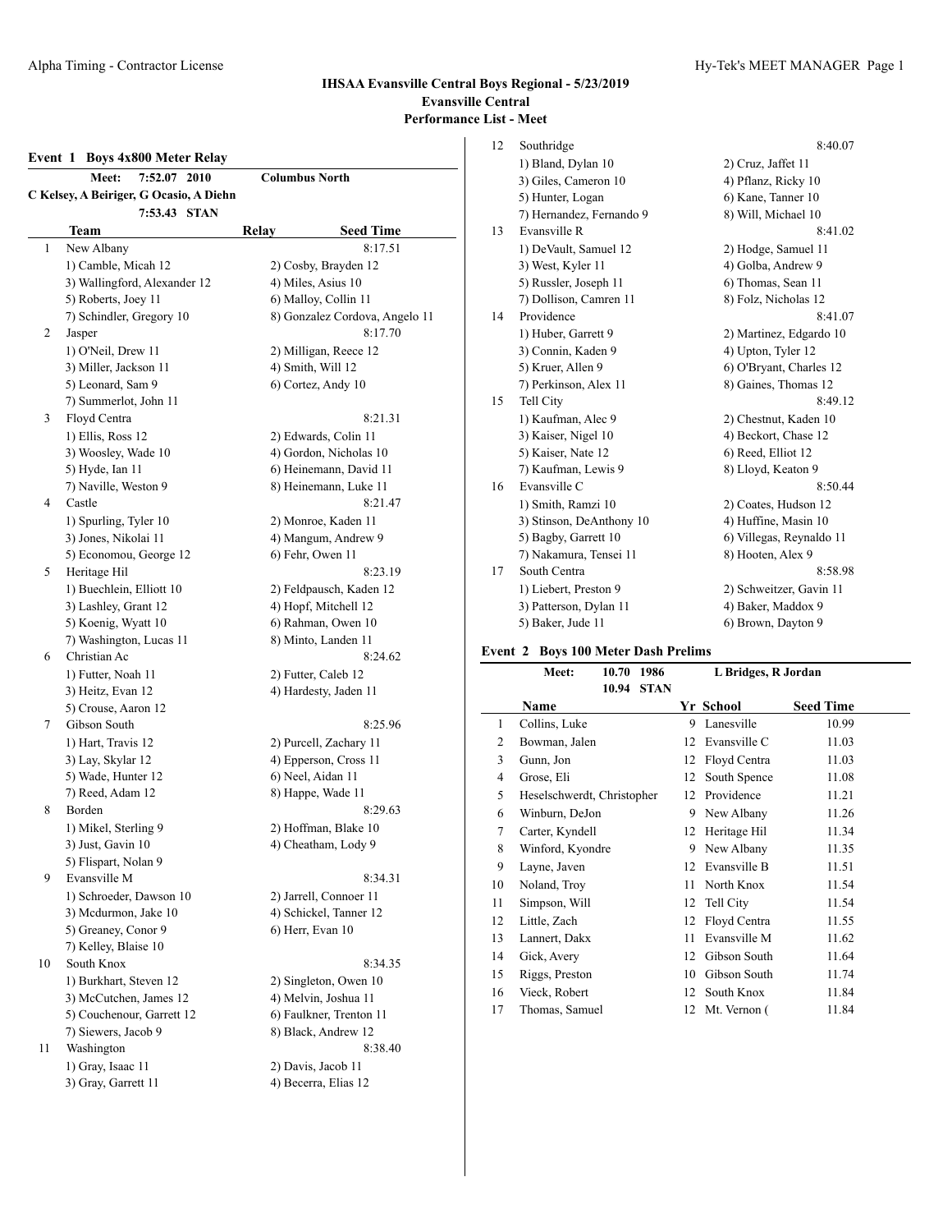## IHSAA Evansville Central Boys Regional - 5/23/2019
## Evansville Central
## Performance List - Meet

### Event 1 Boys 4x800 Meter Relay

Meet: 7:52.07 2010 Columbus North
C Kelsey, A Beiriger, G Ocasio, A Diehn
7:53.43 STAN

| | Team | Relay | Seed Time |
|---|---|---|---|
| 1 | New Albany | | 8:17.51 |
| | 1) Camble, Micah 12 | 2) Cosby, Brayden 12 | |
| | 3) Wallingford, Alexander 12 | 4) Miles, Asius 10 | |
| | 5) Roberts, Joey 11 | 6) Malloy, Collin 11 | |
| | 7) Schindler, Gregory 10 | 8) Gonzalez Cordova, Angelo 11 | |
| 2 | Jasper | | 8:17.70 |
| | 1) O'Neil, Drew 11 | 2) Milligan, Reece 12 | |
| | 3) Miller, Jackson 11 | 4) Smith, Will 12 | |
| | 5) Leonard, Sam 9 | 6) Cortez, Andy 10 | |
| | 7) Summerlot, John 11 | | |
| 3 | Floyd Centra | | 8:21.31 |
| | 1) Ellis, Ross 12 | 2) Edwards, Colin 11 | |
| | 3) Woosley, Wade 10 | 4) Gordon, Nicholas 10 | |
| | 5) Hyde, Ian 11 | 6) Heinemann, David 11 | |
| | 7) Naville, Weston 9 | 8) Heinemann, Luke 11 | |
| 4 | Castle | | 8:21.47 |
| | 1) Spurling, Tyler 10 | 2) Monroe, Kaden 11 | |
| | 3) Jones, Nikolai 11 | 4) Mangum, Andrew 9 | |
| | 5) Economou, George 12 | 6) Fehr, Owen 11 | |
| 5 | Heritage Hil | | 8:23.19 |
| | 1) Buechlein, Elliott 10 | 2) Feldpausch, Kaden 12 | |
| | 3) Lashley, Grant 12 | 4) Hopf, Mitchell 12 | |
| | 5) Koenig, Wyatt 10 | 6) Rahman, Owen 10 | |
| | 7) Washington, Lucas 11 | 8) Minto, Landen 11 | |
| 6 | Christian Ac | | 8:24.62 |
| | 1) Futter, Noah 11 | 2) Futter, Caleb 12 | |
| | 3) Heitz, Evan 12 | 4) Hardesty, Jaden 11 | |
| | 5) Crouse, Aaron 12 | | |
| 7 | Gibson South | | 8:25.96 |
| | 1) Hart, Travis 12 | 2) Purcell, Zachary 11 | |
| | 3) Lay, Skylar 12 | 4) Epperson, Cross 11 | |
| | 5) Wade, Hunter 12 | 6) Neel, Aidan 11 | |
| | 7) Reed, Adam 12 | 8) Happe, Wade 11 | |
| 8 | Borden | | 8:29.63 |
| | 1) Mikel, Sterling 9 | 2) Hoffman, Blake 10 | |
| | 3) Just, Gavin 10 | 4) Cheatham, Lody 9 | |
| | 5) Flispart, Nolan 9 | | |
| 9 | Evansville M | | 8:34.31 |
| | 1) Schroeder, Dawson 10 | 2) Jarrell, Connoer 11 | |
| | 3) Mcdurmon, Jake 10 | 4) Schickel, Tanner 12 | |
| | 5) Greaney, Conor 9 | 6) Herr, Evan 10 | |
| | 7) Kelley, Blaise 10 | | |
| 10 | South Knox | | 8:34.35 |
| | 1) Burkhart, Steven 12 | 2) Singleton, Owen 10 | |
| | 3) McCutchen, James 12 | 4) Melvin, Joshua 11 | |
| | 5) Couchenour, Garrett 12 | 6) Faulkner, Trenton 11 | |
| | 7) Siewers, Jacob 9 | 8) Black, Andrew 12 | |
| 11 | Washington | | 8:38.40 |
| | 1) Gray, Isaac 11 | 2) Davis, Jacob 11 | |
| | 3) Gray, Garrett 11 | 4) Becerra, Elias 12 | |
| 12 | Southridge | | 8:40.07 |
| | 1) Bland, Dylan 10 | 2) Cruz, Jaffet 11 | |
| | 3) Giles, Cameron 10 | 4) Pflanz, Ricky 10 | |
| | 5) Hunter, Logan | 6) Kane, Tanner 10 | |
| | 7) Hernandez, Fernando 9 | 8) Will, Michael 10 | |
| 13 | Evansville R | | 8:41.02 |
| | 1) DeVault, Samuel 12 | 2) Hodge, Samuel 11 | |
| | 3) West, Kyler 11 | 4) Golba, Andrew 9 | |
| | 5) Russler, Joseph 11 | 6) Thomas, Sean 11 | |
| | 7) Dollison, Camren 11 | 8) Folz, Nicholas 12 | |
| 14 | Providence | | 8:41.07 |
| | 1) Huber, Garrett 9 | 2) Martinez, Edgardo 10 | |
| | 3) Connin, Kaden 9 | 4) Upton, Tyler 12 | |
| | 5) Kruer, Allen 9 | 6) O'Bryant, Charles 12 | |
| | 7) Perkinson, Alex 11 | 8) Gaines, Thomas 12 | |
| 15 | Tell City | | 8:49.12 |
| | 1) Kaufman, Alec 9 | 2) Chestnut, Kaden 10 | |
| | 3) Kaiser, Nigel 10 | 4) Beckort, Chase 12 | |
| | 5) Kaiser, Nate 12 | 6) Reed, Elliot 12 | |
| | 7) Kaufman, Lewis 9 | 8) Lloyd, Keaton 9 | |
| 16 | Evansville C | | 8:50.44 |
| | 1) Smith, Ramzi 10 | 2) Coates, Hudson 12 | |
| | 3) Stinson, DeAnthony 10 | 4) Huffine, Masin 10 | |
| | 5) Bagby, Garrett 10 | 6) Villegas, Reynaldo 11 | |
| | 7) Nakamura, Tensei 11 | 8) Hooten, Alex 9 | |
| 17 | South Centra | | 8:58.98 |
| | 1) Liebert, Preston 9 | 2) Schweitzer, Gavin 11 | |
| | 3) Patterson, Dylan 11 | 4) Baker, Maddox 9 | |
| | 5) Baker, Jude 11 | 6) Brown, Dayton 9 | |

### Event 2 Boys 100 Meter Dash Prelims

Meet: 10.70 1986 L Bridges, R Jordan
10.94 STAN

| | Name | Yr | School | Seed Time |
|---|---|---|---|---|
| 1 | Collins, Luke | 9 | Lanesville | 10.99 |
| 2 | Bowman, Jalen | 12 | Evansville C | 11.03 |
| 3 | Gunn, Jon | 12 | Floyd Centra | 11.03 |
| 4 | Grose, Eli | 12 | South Spence | 11.08 |
| 5 | Heselschwerdt, Christopher | 12 | Providence | 11.21 |
| 6 | Winburn, DeJon | 9 | New Albany | 11.26 |
| 7 | Carter, Kyndell | 12 | Heritage Hil | 11.34 |
| 8 | Winford, Kyondre | 9 | New Albany | 11.35 |
| 9 | Layne, Javen | 12 | Evansville B | 11.51 |
| 10 | Noland, Troy | 11 | North Knox | 11.54 |
| 11 | Simpson, Will | 12 | Tell City | 11.54 |
| 12 | Little, Zach | 12 | Floyd Centra | 11.55 |
| 13 | Lannert, Dakx | 11 | Evansville M | 11.62 |
| 14 | Gick, Avery | 12 | Gibson South | 11.64 |
| 15 | Riggs, Preston | 10 | Gibson South | 11.74 |
| 16 | Vieck, Robert | 12 | South Knox | 11.84 |
| 17 | Thomas, Samuel | 12 | Mt. Vernon ( | 11.84 |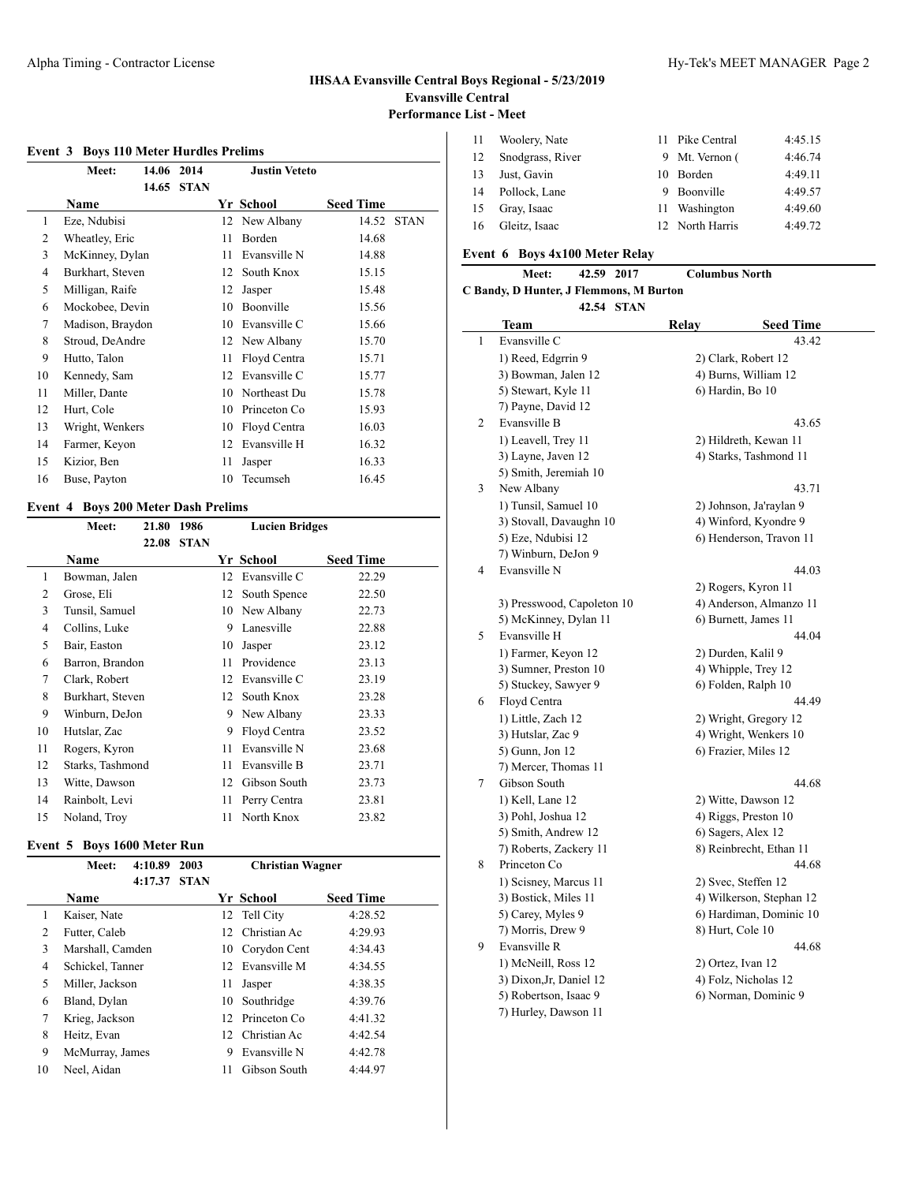## IHSAA Evansville Central Boys Regional - 5/23/2019
## Evansville Central
## Performance List - Meet

### Event 3 Boys 110 Meter Hurdles Prelims

Meet: 14.06 2014 Justin Veteto
14.65 STAN

| | Name | Yr | School | Seed Time | |
|---|---|---|---|---|---|
| 1 | Eze, Ndubisi | 12 | New Albany | 14.52 | STAN |
| 2 | Wheatley, Eric | 11 | Borden | 14.68 | |
| 3 | McKinney, Dylan | 11 | Evansville N | 14.88 | |
| 4 | Burkhart, Steven | 12 | South Knox | 15.15 | |
| 5 | Milligan, Raife | 12 | Jasper | 15.48 | |
| 6 | Mockobee, Devin | 10 | Boonville | 15.56 | |
| 7 | Madison, Braydon | 10 | Evansville C | 15.66 | |
| 8 | Stroud, DeAndre | 12 | New Albany | 15.70 | |
| 9 | Hutto, Talon | 11 | Floyd Centra | 15.71 | |
| 10 | Kennedy, Sam | 12 | Evansville C | 15.77 | |
| 11 | Miller, Dante | 10 | Northeast Du | 15.78 | |
| 12 | Hurt, Cole | 10 | Princeton Co | 15.93 | |
| 13 | Wright, Wenkers | 10 | Floyd Centra | 16.03 | |
| 14 | Farmer, Keyon | 12 | Evansville H | 16.32 | |
| 15 | Kizior, Ben | 11 | Jasper | 16.33 | |
| 16 | Buse, Payton | 10 | Tecumseh | 16.45 | |

### Event 4 Boys 200 Meter Dash Prelims

Meet: 21.80 1986 Lucien Bridges
22.08 STAN

| | Name | Yr | School | Seed Time |
|---|---|---|---|---|
| 1 | Bowman, Jalen | 12 | Evansville C | 22.29 |
| 2 | Grose, Eli | 12 | South Spence | 22.50 |
| 3 | Tunsil, Samuel | 10 | New Albany | 22.73 |
| 4 | Collins, Luke | 9 | Lanesville | 22.88 |
| 5 | Bair, Easton | 10 | Jasper | 23.12 |
| 6 | Barron, Brandon | 11 | Providence | 23.13 |
| 7 | Clark, Robert | 12 | Evansville C | 23.19 |
| 8 | Burkhart, Steven | 12 | South Knox | 23.28 |
| 9 | Winburn, DeJon | 9 | New Albany | 23.33 |
| 10 | Hutslar, Zac | 9 | Floyd Centra | 23.52 |
| 11 | Rogers, Kyron | 11 | Evansville N | 23.68 |
| 12 | Starks, Tashmond | 11 | Evansville B | 23.71 |
| 13 | Witte, Dawson | 12 | Gibson South | 23.73 |
| 14 | Rainbolt, Levi | 11 | Perry Centra | 23.81 |
| 15 | Noland, Troy | 11 | North Knox | 23.82 |

### Event 5 Boys 1600 Meter Run

Meet: 4:10.89 2003 Christian Wagner
4:17.37 STAN

| | Name | Yr | School | Seed Time |
|---|---|---|---|---|
| 1 | Kaiser, Nate | 12 | Tell City | 4:28.52 |
| 2 | Futter, Caleb | 12 | Christian Ac | 4:29.93 |
| 3 | Marshall, Camden | 10 | Corydon Cent | 4:34.43 |
| 4 | Schickel, Tanner | 12 | Evansville M | 4:34.55 |
| 5 | Miller, Jackson | 11 | Jasper | 4:38.35 |
| 6 | Bland, Dylan | 10 | Southridge | 4:39.76 |
| 7 | Krieg, Jackson | 12 | Princeton Co | 4:41.32 |
| 8 | Heitz, Evan | 12 | Christian Ac | 4:42.54 |
| 9 | McMurray, James | 9 | Evansville N | 4:42.78 |
| 10 | Neel, Aidan | 11 | Gibson South | 4:44.97 |
| 11 | Woolery, Nate | 11 | Pike Central | 4:45.15 |
| 12 | Snodgrass, River | 9 | Mt. Vernon ( | 4:46.74 |
| 13 | Just, Gavin | 10 | Borden | 4:49.11 |
| 14 | Pollock, Lane | 9 | Boonville | 4:49.57 |
| 15 | Gray, Isaac | 11 | Washington | 4:49.60 |
| 16 | Gleitz, Isaac | 12 | North Harris | 4:49.72 |

### Event 6 Boys 4x100 Meter Relay

Meet: 42.59 2017 Columbus North
C Bandy, D Hunter, J Flemmons, M Burton
42.54 STAN

| | Team | Relay | Seed Time |
|---|---|---|---|
| 1 | Evansville C | | 43.42 |
| | 1) Reed, Edgrrin 9 | 2) Clark, Robert 12 | |
| | 3) Bowman, Jalen 12 | 4) Burns, William 12 | |
| | 5) Stewart, Kyle 11 | 6) Hardin, Bo 10 | |
| | 7) Payne, David 12 | | |
| 2 | Evansville B | | 43.65 |
| | 1) Leavell, Trey 11 | 2) Hildreth, Kewan 11 | |
| | 3) Layne, Javen 12 | 4) Starks, Tashmond 11 | |
| | 5) Smith, Jeremiah 10 | | |
| 3 | New Albany | | 43.71 |
| | 1) Tunsil, Samuel 10 | 2) Johnson, Ja'raylan 9 | |
| | 3) Stovall, Davaughn 10 | 4) Winford, Kyondre 9 | |
| | 5) Eze, Ndubisi 12 | 6) Henderson, Travon 11 | |
| | 7) Winburn, DeJon 9 | | |
| 4 | Evansville N | | 44.03 |
| | | 2) Rogers, Kyron 11 | |
| | 3) Presswood, Capoleton 10 | 4) Anderson, Almanzo 11 | |
| | 5) McKinney, Dylan 11 | 6) Burnett, James 11 | |
| 5 | Evansville H | | 44.04 |
| | 1) Farmer, Keyon 12 | 2) Durden, Kalil 9 | |
| | 3) Sumner, Preston 10 | 4) Whipple, Trey 12 | |
| | 5) Stuckey, Sawyer 9 | 6) Folden, Ralph 10 | |
| 6 | Floyd Centra | | 44.49 |
| | 1) Little, Zach 12 | 2) Wright, Gregory 12 | |
| | 3) Hutslar, Zac 9 | 4) Wright, Wenkers 10 | |
| | 5) Gunn, Jon 12 | 6) Frazier, Miles 12 | |
| | 7) Mercer, Thomas 11 | | |
| 7 | Gibson South | | 44.68 |
| | 1) Kell, Lane 12 | 2) Witte, Dawson 12 | |
| | 3) Pohl, Joshua 12 | 4) Riggs, Preston 10 | |
| | 5) Smith, Andrew 12 | 6) Sagers, Alex 12 | |
| | 7) Roberts, Zackery 11 | 8) Reinbrecht, Ethan 11 | |
| 8 | Princeton Co | | 44.68 |
| | 1) Scisney, Marcus 11 | 2) Svec, Steffen 12 | |
| | 3) Bostick, Miles 11 | 4) Wilkerson, Stephan 12 | |
| | 5) Carey, Myles 9 | 6) Hardiman, Dominic 10 | |
| | 7) Morris, Drew 9 | 8) Hurt, Cole 10 | |
| 9 | Evansville R | | 44.68 |
| | 1) McNeill, Ross 12 | 2) Ortez, Ivan 12 | |
| | 3) Dixon,Jr, Daniel 12 | 4) Folz, Nicholas 12 | |
| | 5) Robertson, Isaac 9 | 6) Norman, Dominic 9 | |
| | 7) Hurley, Dawson 11 | | |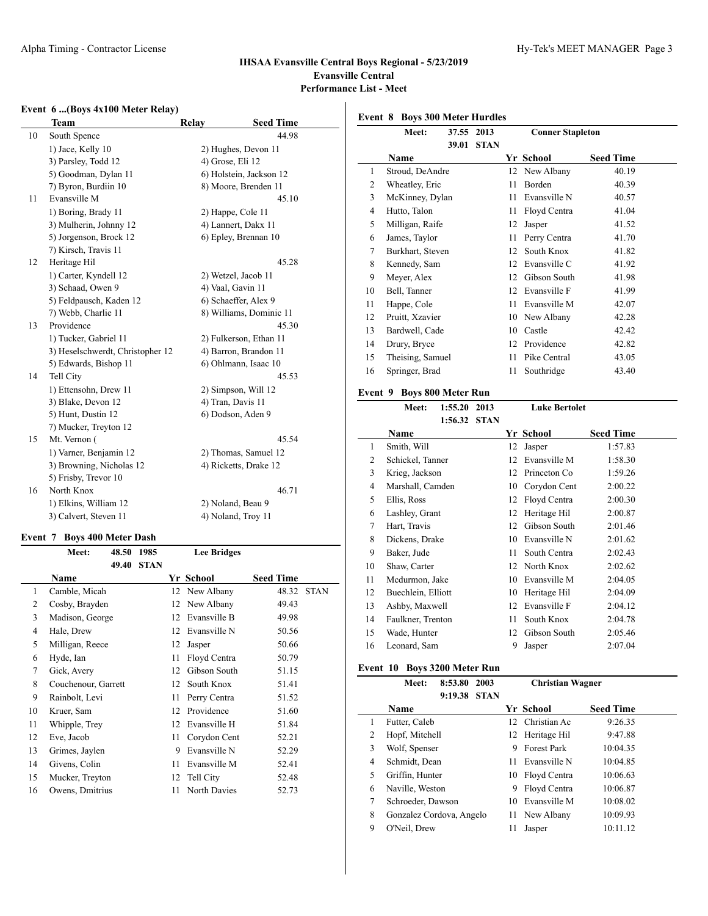# IHSAA Evansville Central Boys Regional - 5/23/2019

**Evansville Central**

**Performance List - Meet**

## Event 6 ...(Boys 4x100 Meter Relay)

| | Team | Relay | Seed Time |
|---|---|---|---|
| 10 | South Spence | | 44.98 |
| | 1) Jace, Kelly 10 | 2) Hughes, Devon 11 | |
| | 3) Parsley, Todd 12 | 4) Grose, Eli 12 | |
| | 5) Goodman, Dylan 11 | 6) Holstein, Jackson 12 | |
| | 7) Byron, Burdiin 10 | 8) Moore, Brenden 11 | |
| 11 | Evansville M | | 45.10 |
| | 1) Boring, Brady 11 | 2) Happe, Cole 11 | |
| | 3) Mulherin, Johnny 12 | 4) Lannert, Dakx 11 | |
| | 5) Jorgenson, Brock 12 | 6) Epley, Brennan 10 | |
| | 7) Kirsch, Travis 11 | | |
| 12 | Heritage Hil | | 45.28 |
| | 1) Carter, Kyndell 12 | 2) Wetzel, Jacob 11 | |
| | 3) Schaad, Owen 9 | 4) Vaal, Gavin 11 | |
| | 5) Feldpausch, Kaden 12 | 6) Schaeffer, Alex 9 | |
| | 7) Webb, Charlie 11 | 8) Williams, Dominic 11 | |
| 13 | Providence | | 45.30 |
| | 1) Tucker, Gabriel 11 | 2) Fulkerson, Ethan 11 | |
| | 3) Heselschwerdt, Christopher 12 | 4) Barron, Brandon 11 | |
| | 5) Edwards, Bishop 11 | 6) Ohlmann, Isaac 10 | |
| 14 | Tell City | | 45.53 |
| | 1) Ettensohn, Drew 11 | 2) Simpson, Will 12 | |
| | 3) Blake, Devon 12 | 4) Tran, Davis 11 | |
| | 5) Hunt, Dustin 12 | 6) Dodson, Aden 9 | |
| | 7) Mucker, Treyton 12 | | |
| 15 | Mt. Vernon ( | | 45.54 |
| | 1) Varner, Benjamin 12 | 2) Thomas, Samuel 12 | |
| | 3) Browning, Nicholas 12 | 4) Ricketts, Drake 12 | |
| | 5) Frisby, Trevor 10 | | |
| 16 | North Knox | | 46.71 |
| | 1) Elkins, William 12 | 2) Noland, Beau 9 | |
| | 3) Calvert, Steven 11 | 4) Noland, Troy 11 | |

## Event 7 Boys 400 Meter Dash

| Meet: | 48.50 | 1985 | Lee Bridges |
|---|---|---|---|
| | 49.40 | STAN | |

| | Name | Yr | School | Seed Time | |
|---|---|---|---|---|---|
| 1 | Camble, Micah | 12 | New Albany | 48.32 | STAN |
| 2 | Cosby, Brayden | 12 | New Albany | 49.43 | |
| 3 | Madison, George | 12 | Evansville B | 49.98 | |
| 4 | Hale, Drew | 12 | Evansville N | 50.56 | |
| 5 | Milligan, Reece | 12 | Jasper | 50.66 | |
| 6 | Hyde, Ian | 11 | Floyd Centra | 50.79 | |
| 7 | Gick, Avery | 12 | Gibson South | 51.15 | |
| 8 | Couchenour, Garrett | 12 | South Knox | 51.41 | |
| 9 | Rainbolt, Levi | 11 | Perry Centra | 51.52 | |
| 10 | Kruer, Sam | 12 | Providence | 51.60 | |
| 11 | Whipple, Trey | 12 | Evansville H | 51.84 | |
| 12 | Eve, Jacob | 11 | Corydon Cent | 52.21 | |
| 13 | Grimes, Jaylen | 9 | Evansville N | 52.29 | |
| 14 | Givens, Colin | 11 | Evansville M | 52.41 | |
| 15 | Mucker, Treyton | 12 | Tell City | 52.48 | |
| 16 | Owens, Dmitrius | 11 | North Davies | 52.73 | |

## Event 8 Boys 300 Meter Hurdles

| Meet: | 37.55 | 2013 | Conner Stapleton |
|---|---|---|---|
| | 39.01 | STAN | |

| | Name | Yr | School | Seed Time |
|---|---|---|---|---|
| 1 | Stroud, DeAndre | 12 | New Albany | 40.19 |
| 2 | Wheatley, Eric | 11 | Borden | 40.39 |
| 3 | McKinney, Dylan | 11 | Evansville N | 40.57 |
| 4 | Hutto, Talon | 11 | Floyd Centra | 41.04 |
| 5 | Milligan, Raife | 12 | Jasper | 41.52 |
| 6 | James, Taylor | 11 | Perry Centra | 41.70 |
| 7 | Burkhart, Steven | 12 | South Knox | 41.82 |
| 8 | Kennedy, Sam | 12 | Evansville C | 41.92 |
| 9 | Meyer, Alex | 12 | Gibson South | 41.98 |
| 10 | Bell, Tanner | 12 | Evansville F | 41.99 |
| 11 | Happe, Cole | 11 | Evansville M | 42.07 |
| 12 | Pruitt, Xzavier | 10 | New Albany | 42.28 |
| 13 | Bardwell, Cade | 10 | Castle | 42.42 |
| 14 | Drury, Bryce | 12 | Providence | 42.82 |
| 15 | Theising, Samuel | 11 | Pike Central | 43.05 |
| 16 | Springer, Brad | 11 | Southridge | 43.40 |

## Event 9 Boys 800 Meter Run

| Meet: | 1:55.20 | 2013 | Luke Bertolet |
|---|---|---|---|
| | 1:56.32 | STAN | |

| | Name | Yr | School | Seed Time |
|---|---|---|---|---|
| 1 | Smith, Will | 12 | Jasper | 1:57.83 |
| 2 | Schickel, Tanner | 12 | Evansville M | 1:58.30 |
| 3 | Krieg, Jackson | 12 | Princeton Co | 1:59.26 |
| 4 | Marshall, Camden | 10 | Corydon Cent | 2:00.22 |
| 5 | Ellis, Ross | 12 | Floyd Centra | 2:00.30 |
| 6 | Lashley, Grant | 12 | Heritage Hil | 2:00.87 |
| 7 | Hart, Travis | 12 | Gibson South | 2:01.46 |
| 8 | Dickens, Drake | 10 | Evansville N | 2:01.62 |
| 9 | Baker, Jude | 11 | South Centra | 2:02.43 |
| 10 | Shaw, Carter | 12 | North Knox | 2:02.62 |
| 11 | Mcdurmon, Jake | 10 | Evansville M | 2:04.05 |
| 12 | Buechlein, Elliott | 10 | Heritage Hil | 2:04.09 |
| 13 | Ashby, Maxwell | 12 | Evansville F | 2:04.12 |
| 14 | Faulkner, Trenton | 11 | South Knox | 2:04.78 |
| 15 | Wade, Hunter | 12 | Gibson South | 2:05.46 |
| 16 | Leonard, Sam | 9 | Jasper | 2:07.04 |

## Event 10 Boys 3200 Meter Run

| Meet: | 8:53.80 | 2003 | Christian Wagner |
|---|---|---|---|
| | 9:19.38 | STAN | |

| | Name | Yr | School | Seed Time |
|---|---|---|---|---|
| 1 | Futter, Caleb | 12 | Christian Ac | 9:26.35 |
| 2 | Hopf, Mitchell | 12 | Heritage Hil | 9:47.88 |
| 3 | Wolf, Spenser | 9 | Forest Park | 10:04.35 |
| 4 | Schmidt, Dean | 11 | Evansville N | 10:04.85 |
| 5 | Griffin, Hunter | 10 | Floyd Centra | 10:06.63 |
| 6 | Naville, Weston | 9 | Floyd Centra | 10:06.87 |
| 7 | Schroeder, Dawson | 10 | Evansville M | 10:08.02 |
| 8 | Gonzalez Cordova, Angelo | 11 | New Albany | 10:09.93 |
| 9 | O'Neil, Drew | 11 | Jasper | 10:11.12 |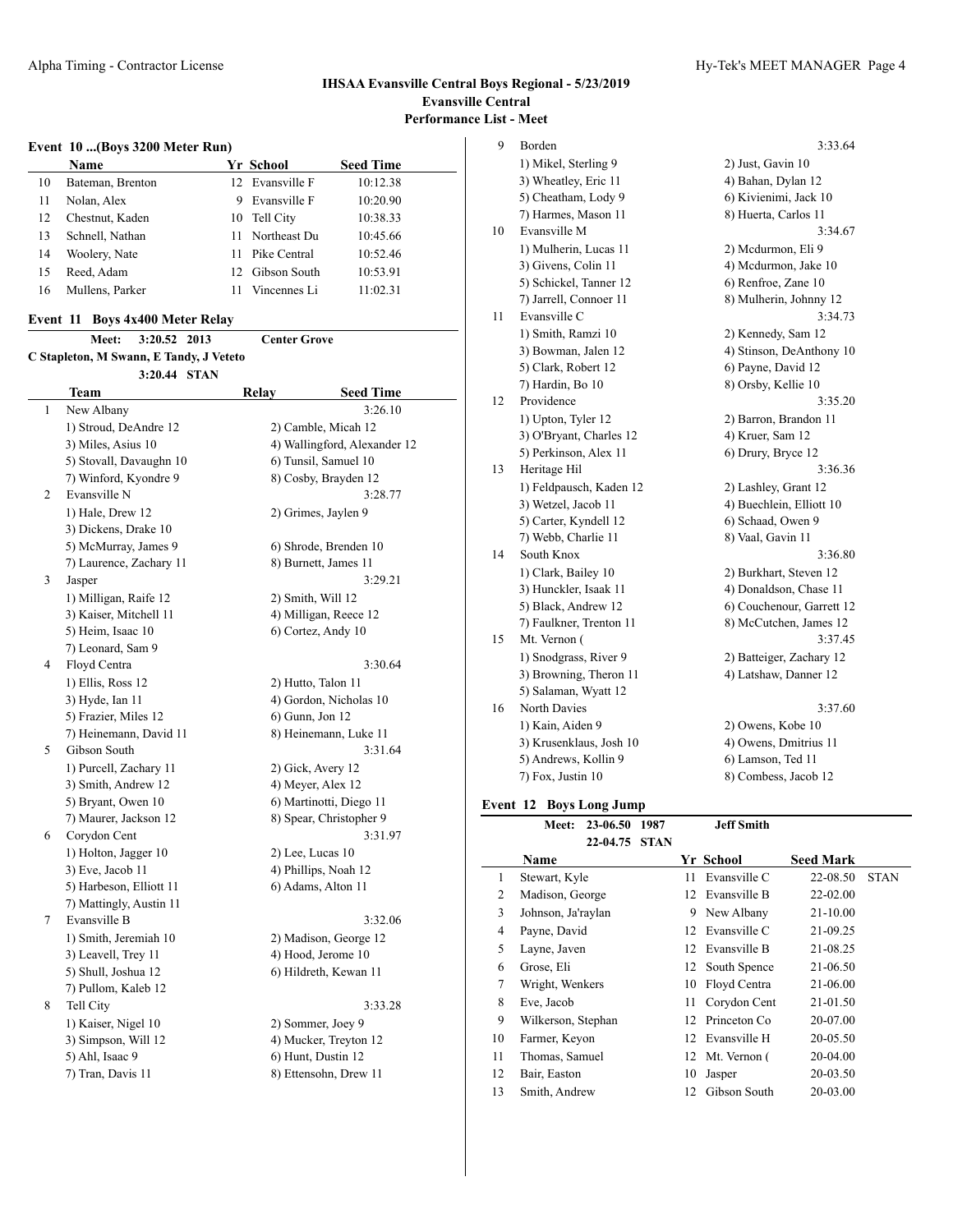## IHSAA Evansville Central Boys Regional - 5/23/2019
## Evansville Central
## Performance List - Meet

### Event 10 ...(Boys 3200 Meter Run)

| | Name | Yr | School | Seed Time |
|---|---|---|---|---|
| 10 | Bateman, Brenton | 12 | Evansville F | 10:12.38 |
| 11 | Nolan, Alex | 9 | Evansville F | 10:20.90 |
| 12 | Chestnut, Kaden | 10 | Tell City | 10:38.33 |
| 13 | Schnell, Nathan | 11 | Northeast Du | 10:45.66 |
| 14 | Woolery, Nate | 11 | Pike Central | 10:52.46 |
| 15 | Reed, Adam | 12 | Gibson South | 10:53.91 |
| 16 | Mullens, Parker | 11 | Vincennes Li | 11:02.31 |

### Event 11 Boys 4x400 Meter Relay

Meet: 3:20.52 2013 Center Grove
C Stapleton, M Swann, E Tandy, J Veteto
3:20.44 STAN

| | Team | Relay | Seed Time |
|---|---|---|---|
| 1 | New Albany | | 3:26.10 |
| | 1) Stroud, DeAndre 12 | 2) Camble, Micah 12 | |
| | 3) Miles, Asius 10 | 4) Wallingford, Alexander 12 | |
| | 5) Stovall, Davaughn 10 | 6) Tunsil, Samuel 10 | |
| | 7) Winford, Kyondre 9 | 8) Cosby, Brayden 12 | |
| 2 | Evansville N | | 3:28.77 |
| | 1) Hale, Drew 12 | 2) Grimes, Jaylen 9 | |
| | 3) Dickens, Drake 10 | | |
| | 5) McMurray, James 9 | 6) Shrode, Brenden 10 | |
| | 7) Laurence, Zachary 11 | 8) Burnett, James 11 | |
| 3 | Jasper | | 3:29.21 |
| | 1) Milligan, Raife 12 | 2) Smith, Will 12 | |
| | 3) Kaiser, Mitchell 11 | 4) Milligan, Reece 12 | |
| | 5) Heim, Isaac 10 | 6) Cortez, Andy 10 | |
| | 7) Leonard, Sam 9 | | |
| 4 | Floyd Centra | | 3:30.64 |
| | 1) Ellis, Ross 12 | 2) Hutto, Talon 11 | |
| | 3) Hyde, Ian 11 | 4) Gordon, Nicholas 10 | |
| | 5) Frazier, Miles 12 | 6) Gunn, Jon 12 | |
| | 7) Heinemann, David 11 | 8) Heinemann, Luke 11 | |
| 5 | Gibson South | | 3:31.64 |
| | 1) Purcell, Zachary 11 | 2) Gick, Avery 12 | |
| | 3) Smith, Andrew 12 | 4) Meyer, Alex 12 | |
| | 5) Bryant, Owen 10 | 6) Martinotti, Diego 11 | |
| | 7) Maurer, Jackson 12 | 8) Spear, Christopher 9 | |
| 6 | Corydon Cent | | 3:31.97 |
| | 1) Holton, Jagger 10 | 2) Lee, Lucas 10 | |
| | 3) Eve, Jacob 11 | 4) Phillips, Noah 12 | |
| | 5) Harbeson, Elliott 11 | 6) Adams, Alton 11 | |
| | 7) Mattingly, Austin 11 | | |
| 7 | Evansville B | | 3:32.06 |
| | 1) Smith, Jeremiah 10 | 2) Madison, George 12 | |
| | 3) Leavell, Trey 11 | 4) Hood, Jerome 10 | |
| | 5) Shull, Joshua 12 | 6) Hildreth, Kewan 11 | |
| | 7) Pullom, Kaleb 12 | | |
| 8 | Tell City | | 3:33.28 |
| | 1) Kaiser, Nigel 10 | 2) Sommer, Joey 9 | |
| | 3) Simpson, Will 12 | 4) Mucker, Treyton 12 | |
| | 5) Ahl, Isaac 9 | 6) Hunt, Dustin 12 | |
| | 7) Tran, Davis 11 | 8) Ettensohn, Drew 11 | |
| 9 | Borden | | 3:33.64 |
| | 1) Mikel, Sterling 9 | 2) Just, Gavin 10 | |
| | 3) Wheatley, Eric 11 | 4) Bahan, Dylan 12 | |
| | 5) Cheatham, Lody 9 | 6) Kivienimi, Jack 10 | |
| | 7) Harmes, Mason 11 | 8) Huerta, Carlos 11 | |
| 10 | Evansville M | | 3:34.67 |
| | 1) Mulherin, Lucas 11 | 2) Mcdurmon, Eli 9 | |
| | 3) Givens, Colin 11 | 4) Mcdurmon, Jake 10 | |
| | 5) Schickel, Tanner 12 | 6) Renfroe, Zane 10 | |
| | 7) Jarrell, Connoer 11 | 8) Mulherin, Johnny 12 | |
| 11 | Evansville C | | 3:34.73 |
| | 1) Smith, Ramzi 10 | 2) Kennedy, Sam 12 | |
| | 3) Bowman, Jalen 12 | 4) Stinson, DeAnthony 10 | |
| | 5) Clark, Robert 12 | 6) Payne, David 12 | |
| | 7) Hardin, Bo 10 | 8) Orsby, Kellie 10 | |
| 12 | Providence | | 3:35.20 |
| | 1) Upton, Tyler 12 | 2) Barron, Brandon 11 | |
| | 3) O'Bryant, Charles 12 | 4) Kruer, Sam 12 | |
| | 5) Perkinson, Alex 11 | 6) Drury, Bryce 12 | |
| 13 | Heritage Hil | | 3:36.36 |
| | 1) Feldpausch, Kaden 12 | 2) Lashley, Grant 12 | |
| | 3) Wetzel, Jacob 11 | 4) Buechlein, Elliott 10 | |
| | 5) Carter, Kyndell 12 | 6) Schaad, Owen 9 | |
| | 7) Webb, Charlie 11 | 8) Vaal, Gavin 11 | |
| 14 | South Knox | | 3:36.80 |
| | 1) Clark, Bailey 10 | 2) Burkhart, Steven 12 | |
| | 3) Hunckler, Isaak 11 | 4) Donaldson, Chase 11 | |
| | 5) Black, Andrew 12 | 6) Couchenour, Garrett 12 | |
| | 7) Faulkner, Trenton 11 | 8) McCutchen, James 12 | |
| 15 | Mt. Vernon ( | | 3:37.45 |
| | 1) Snodgrass, River 9 | 2) Batteiger, Zachary 12 | |
| | 3) Browning, Theron 11 | 4) Latshaw, Danner 12 | |
| | 5) Salaman, Wyatt 12 | | |
| 16 | North Davies | | 3:37.60 |
| | 1) Kain, Aiden 9 | 2) Owens, Kobe 10 | |
| | 3) Krusenklaus, Josh 10 | 4) Owens, Dmitrius 11 | |
| | 5) Andrews, Kollin 9 | 6) Lamson, Ted 11 | |
| | 7) Fox, Justin 10 | 8) Combess, Jacob 12 | |

### Event 12 Boys Long Jump

Meet: 23-06.50 1987 Jeff Smith
22-04.75 STAN

| | Name | Yr | School | Seed Mark | |
|---|---|---|---|---|---|
| 1 | Stewart, Kyle | 11 | Evansville C | 22-08.50 | STAN |
| 2 | Madison, George | 12 | Evansville B | 22-02.00 | |
| 3 | Johnson, Ja'raylan | 9 | New Albany | 21-10.00 | |
| 4 | Payne, David | 12 | Evansville C | 21-09.25 | |
| 5 | Layne, Javen | 12 | Evansville B | 21-08.25 | |
| 6 | Grose, Eli | 12 | South Spence | 21-06.50 | |
| 7 | Wright, Wenkers | 10 | Floyd Centra | 21-06.00 | |
| 8 | Eve, Jacob | 11 | Corydon Cent | 21-01.50 | |
| 9 | Wilkerson, Stephan | 12 | Princeton Co | 20-07.00 | |
| 10 | Farmer, Keyon | 12 | Evansville H | 20-05.50 | |
| 11 | Thomas, Samuel | 12 | Mt. Vernon ( | 20-04.00 | |
| 12 | Bair, Easton | 10 | Jasper | 20-03.50 | |
| 13 | Smith, Andrew | 12 | Gibson South | 20-03.00 | |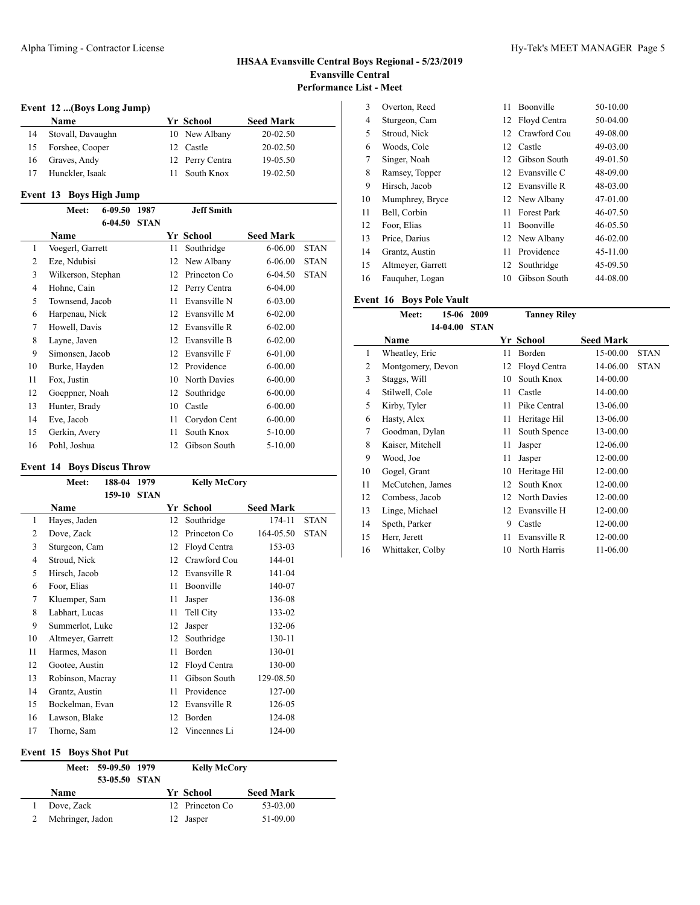## IHSAA Evansville Central Boys Regional - 5/23/2019
## Evansville Central
## Performance List - Meet

### Event 12 ...(Boys Long Jump)

| | Name | Yr | School | Seed Mark | |
|---|---|---|---|---|---|
| 14 | Stovall, Davaughn | 10 | New Albany | 20-02.50 | |
| 15 | Forshee, Cooper | 12 | Castle | 20-02.50 | |
| 16 | Graves, Andy | 12 | Perry Centra | 19-05.50 | |
| 17 | Hunckler, Isaak | 11 | South Knox | 19-02.50 | |

### Event 13 Boys High Jump

Meet: 6-09.50 1987 Jeff Smith
6-04.50 STAN

| | Name | Yr | School | Seed Mark | |
|---|---|---|---|---|---|
| 1 | Voegerl, Garrett | 11 | Southridge | 6-06.00 | STAN |
| 2 | Eze, Ndubisi | 12 | New Albany | 6-06.00 | STAN |
| 3 | Wilkerson, Stephan | 12 | Princeton Co | 6-04.50 | STAN |
| 4 | Hohne, Cain | 12 | Perry Centra | 6-04.00 | |
| 5 | Townsend, Jacob | 11 | Evansville N | 6-03.00 | |
| 6 | Harpenau, Nick | 12 | Evansville M | 6-02.00 | |
| 7 | Howell, Davis | 12 | Evansville R | 6-02.00 | |
| 8 | Layne, Javen | 12 | Evansville B | 6-02.00 | |
| 9 | Simonsen, Jacob | 12 | Evansville F | 6-01.00 | |
| 10 | Burke, Hayden | 12 | Providence | 6-00.00 | |
| 11 | Fox, Justin | 10 | North Davies | 6-00.00 | |
| 12 | Goeppner, Noah | 12 | Southridge | 6-00.00 | |
| 13 | Hunter, Brady | 10 | Castle | 6-00.00 | |
| 14 | Eve, Jacob | 11 | Corydon Cent | 6-00.00 | |
| 15 | Gerkin, Avery | 11 | South Knox | 5-10.00 | |
| 16 | Pohl, Joshua | 12 | Gibson South | 5-10.00 | |

### Event 14 Boys Discus Throw

Meet: 188-04 1979 Kelly McCory
159-10 STAN

| | Name | Yr | School | Seed Mark | |
|---|---|---|---|---|---|
| 1 | Hayes, Jaden | 12 | Southridge | 174-11 | STAN |
| 2 | Dove, Zack | 12 | Princeton Co | 164-05.50 | STAN |
| 3 | Sturgeon, Cam | 12 | Floyd Centra | 153-03 | |
| 4 | Stroud, Nick | 12 | Crawford Cou | 144-01 | |
| 5 | Hirsch, Jacob | 12 | Evansville R | 141-04 | |
| 6 | Foor, Elias | 11 | Boonville | 140-07 | |
| 7 | Kluemper, Sam | 11 | Jasper | 136-08 | |
| 8 | Labhart, Lucas | 11 | Tell City | 133-02 | |
| 9 | Summerlot, Luke | 12 | Jasper | 132-06 | |
| 10 | Altmeyer, Garrett | 12 | Southridge | 130-11 | |
| 11 | Harmes, Mason | 11 | Borden | 130-01 | |
| 12 | Gootee, Austin | 12 | Floyd Centra | 130-00 | |
| 13 | Robinson, Macray | 11 | Gibson South | 129-08.50 | |
| 14 | Grantz, Austin | 11 | Providence | 127-00 | |
| 15 | Bockelman, Evan | 12 | Evansville R | 126-05 | |
| 16 | Lawson, Blake | 12 | Borden | 124-08 | |
| 17 | Thorne, Sam | 12 | Vincennes Li | 124-00 | |

### Event 15 Boys Shot Put

Meet: 59-09.50 1979 Kelly McCory
53-05.50 STAN

| | Name | Yr | School | Seed Mark |
|---|---|---|---|---|
| 1 | Dove, Zack | 12 | Princeton Co | 53-03.00 |
| 2 | Mehringer, Jadon | 12 | Jasper | 51-09.00 |
| 3 | Overton, Reed | 11 | Boonville | 50-10.00 |
| 4 | Sturgeon, Cam | 12 | Floyd Centra | 50-04.00 |
| 5 | Stroud, Nick | 12 | Crawford Cou | 49-08.00 |
| 6 | Woods, Cole | 12 | Castle | 49-03.00 |
| 7 | Singer, Noah | 12 | Gibson South | 49-01.50 |
| 8 | Ramsey, Topper | 12 | Evansville C | 48-09.00 |
| 9 | Hirsch, Jacob | 12 | Evansville R | 48-03.00 |
| 10 | Mumphrey, Bryce | 12 | New Albany | 47-01.00 |
| 11 | Bell, Corbin | 11 | Forest Park | 46-07.50 |
| 12 | Foor, Elias | 11 | Boonville | 46-05.50 |
| 13 | Price, Darius | 12 | New Albany | 46-02.00 |
| 14 | Grantz, Austin | 11 | Providence | 45-11.00 |
| 15 | Altmeyer, Garrett | 12 | Southridge | 45-09.50 |
| 16 | Fauquher, Logan | 10 | Gibson South | 44-08.00 |

### Event 16 Boys Pole Vault

Meet: 15-06 2009 Tanney Riley
14-04.00 STAN

| | Name | Yr | School | Seed Mark | |
|---|---|---|---|---|---|
| 1 | Wheatley, Eric | 11 | Borden | 15-00.00 | STAN |
| 2 | Montgomery, Devon | 12 | Floyd Centra | 14-06.00 | STAN |
| 3 | Staggs, Will | 10 | South Knox | 14-00.00 | |
| 4 | Stilwell, Cole | 11 | Castle | 14-00.00 | |
| 5 | Kirby, Tyler | 11 | Pike Central | 13-06.00 | |
| 6 | Hasty, Alex | 11 | Heritage Hil | 13-06.00 | |
| 7 | Goodman, Dylan | 11 | South Spence | 13-00.00 | |
| 8 | Kaiser, Mitchell | 11 | Jasper | 12-06.00 | |
| 9 | Wood, Joe | 11 | Jasper | 12-00.00 | |
| 10 | Gogel, Grant | 10 | Heritage Hil | 12-00.00 | |
| 11 | McCutchen, James | 12 | South Knox | 12-00.00 | |
| 12 | Combess, Jacob | 12 | North Davies | 12-00.00 | |
| 13 | Linge, Michael | 12 | Evansville H | 12-00.00 | |
| 14 | Speth, Parker | 9 | Castle | 12-00.00 | |
| 15 | Herr, Jerett | 11 | Evansville R | 12-00.00 | |
| 16 | Whittaker, Colby | 10 | North Harris | 11-06.00 | |